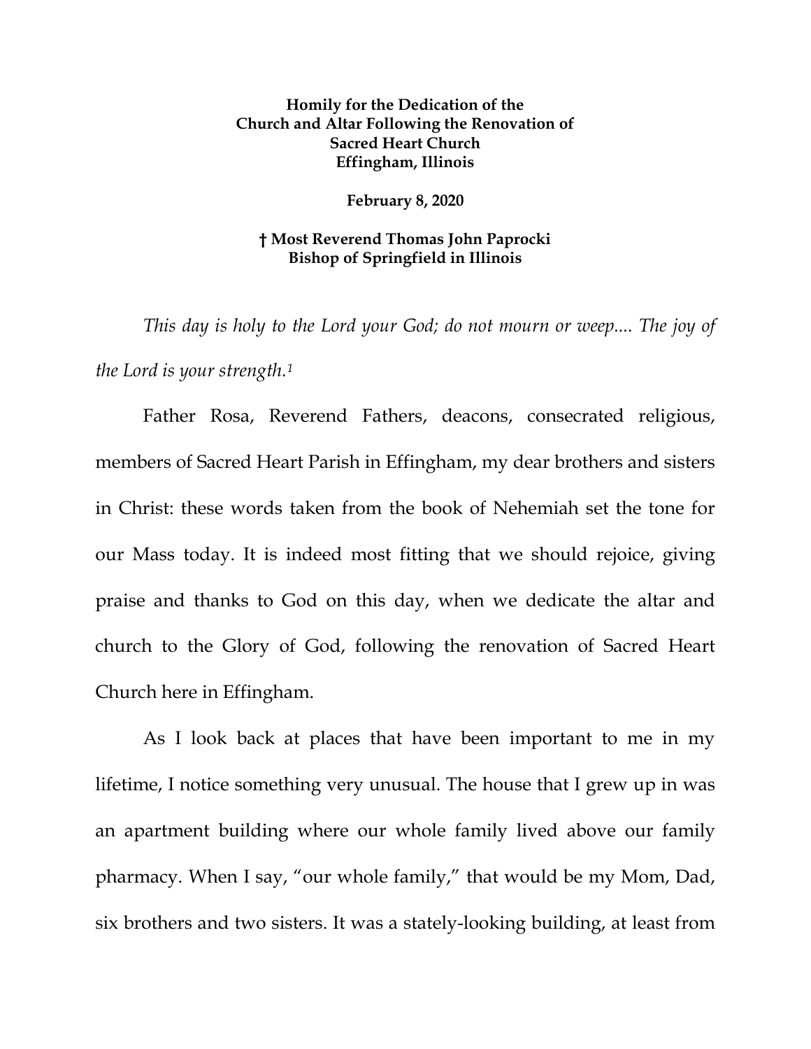**Homily for the Dedication of the Church and Altar Following the Renovation of Sacred Heart Church Effingham, Illinois**

**February 8, 2020**

**† Most Reverend Thomas John Paprocki Bishop of Springfield in Illinois**

*This day is holy to the Lord your God; do not mourn or weep.... The joy of the Lord is your strength.*[1]

Father Rosa, Reverend Fathers, deacons, consecrated religious, members of Sacred Heart Parish in Effingham, my dear brothers and sisters in Christ: these words taken from the book of Nehemiah set the tone for our Mass today. It is indeed most fitting that we should rejoice, giving praise and thanks to God on this day, when we dedicate the altar and church to the Glory of God, following the renovation of Sacred Heart Church here in Effingham.

As I look back at places that have been important to me in my lifetime, I notice something very unusual. The house that I grew up in was an apartment building where our whole family lived above our family pharmacy. When I say, "our whole family," that would be my Mom, Dad, six brothers and two sisters. It was a stately-looking building, at least from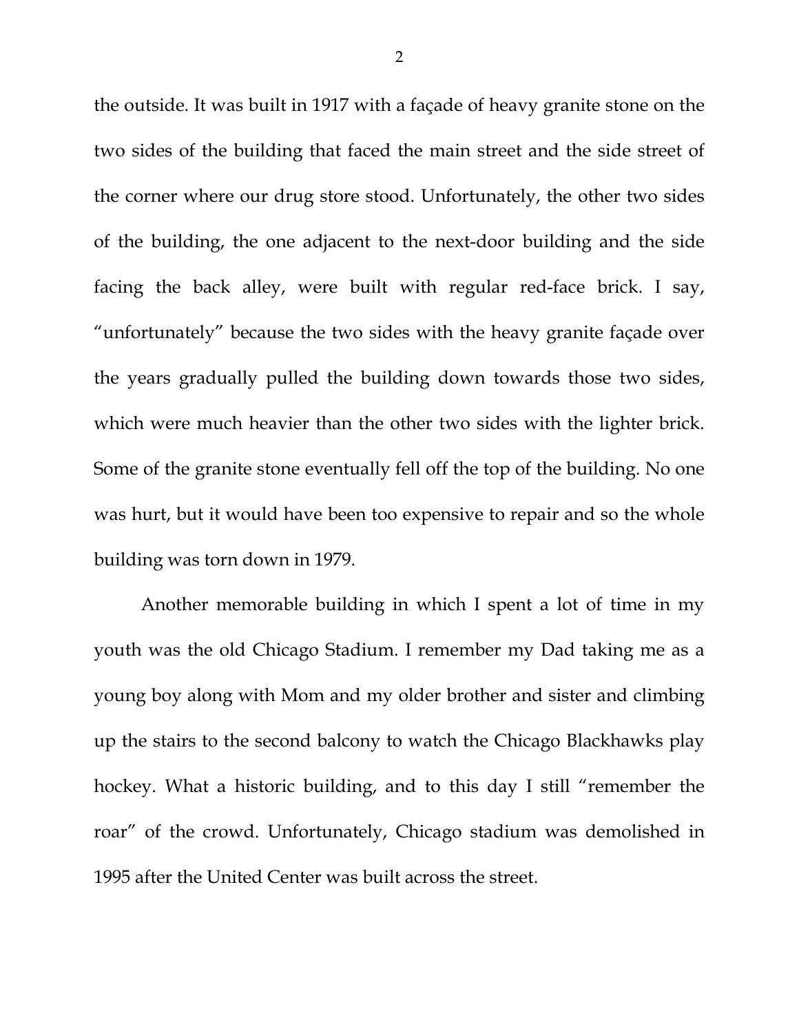the outside. It was built in 1917 with a façade of heavy granite stone on the two sides of the building that faced the main street and the side street of the corner where our drug store stood. Unfortunately, the other two sides of the building, the one adjacent to the next-door building and the side facing the back alley, were built with regular red-face brick. I say, "unfortunately" because the two sides with the heavy granite façade over the years gradually pulled the building down towards those two sides, which were much heavier than the other two sides with the lighter brick. Some of the granite stone eventually fell off the top of the building. No one was hurt, but it would have been too expensive to repair and so the whole building was torn down in 1979.

Another memorable building in which I spent a lot of time in my youth was the old Chicago Stadium. I remember my Dad taking me as a young boy along with Mom and my older brother and sister and climbing up the stairs to the second balcony to watch the Chicago Blackhawks play hockey. What a historic building, and to this day I still "remember the roar" of the crowd. Unfortunately, Chicago stadium was demolished in 1995 after the United Center was built across the street.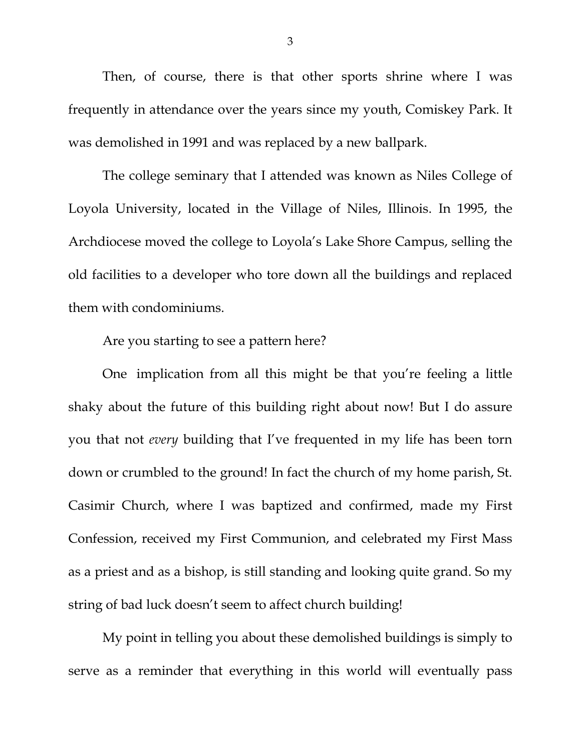Then, of course, there is that other sports shrine where I was frequently in attendance over the years since my youth, Comiskey Park. It was demolished in 1991 and was replaced by a new ballpark.

The college seminary that I attended was known as Niles College of Loyola University, located in the Village of Niles, Illinois. In 1995, the Archdiocese moved the college to Loyola's Lake Shore Campus, selling the old facilities to a developer who tore down all the buildings and replaced them with condominiums.

Are you starting to see a pattern here?

One implication from all this might be that you're feeling a little shaky about the future of this building right about now! But I do assure you that not *every* building that I've frequented in my life has been torn down or crumbled to the ground! In fact the church of my home parish, St. Casimir Church, where I was baptized and confirmed, made my First Confession, received my First Communion, and celebrated my First Mass as a priest and as a bishop, is still standing and looking quite grand. So my string of bad luck doesn't seem to affect church building!

My point in telling you about these demolished buildings is simply to serve as a reminder that everything in this world will eventually pass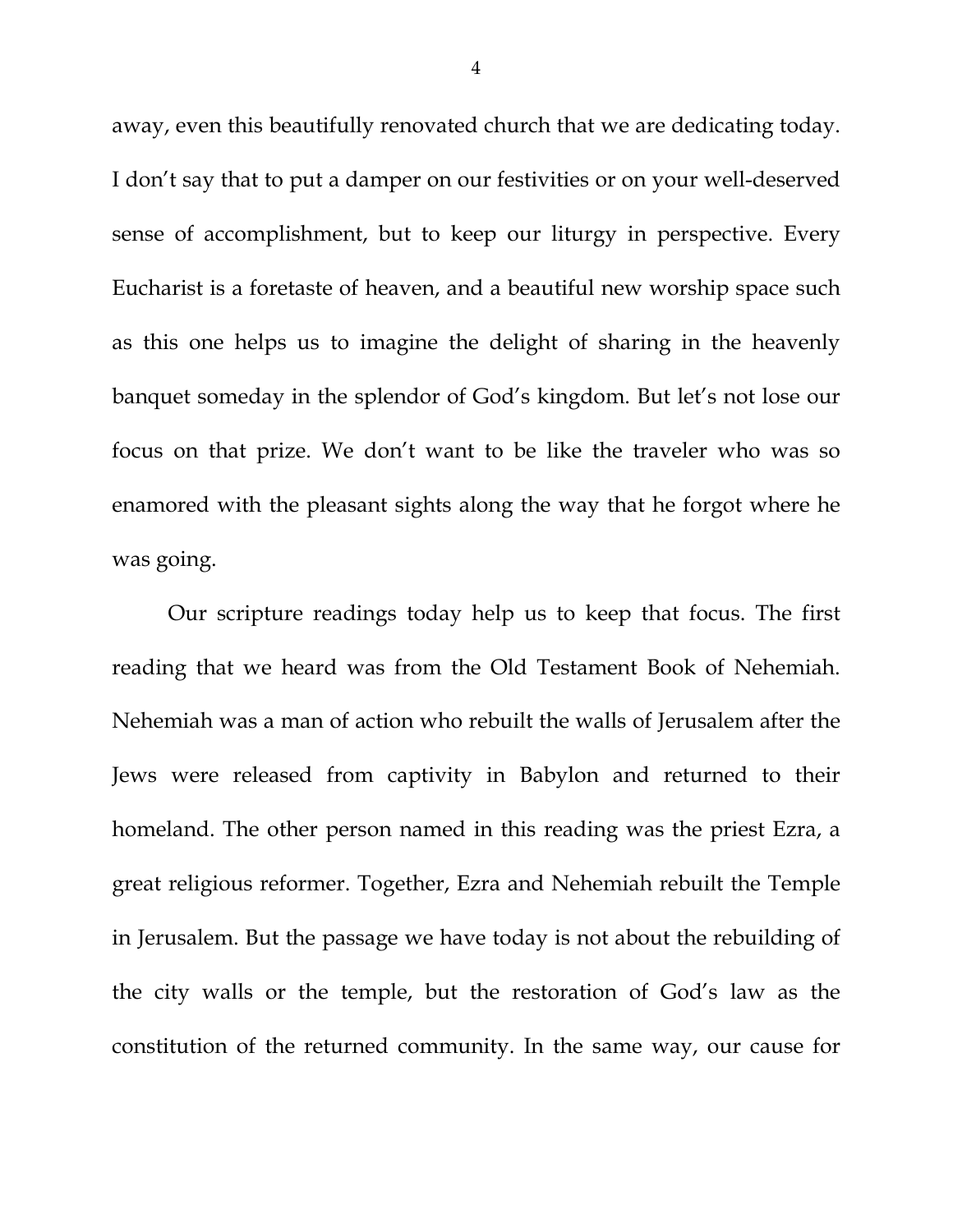away, even this beautifully renovated church that we are dedicating today. I don't say that to put a damper on our festivities or on your well-deserved sense of accomplishment, but to keep our liturgy in perspective. Every Eucharist is a foretaste of heaven, and a beautiful new worship space such as this one helps us to imagine the delight of sharing in the heavenly banquet someday in the splendor of God's kingdom. But let's not lose our focus on that prize. We don't want to be like the traveler who was so enamored with the pleasant sights along the way that he forgot where he was going.

Our scripture readings today help us to keep that focus. The first reading that we heard was from the Old Testament Book of Nehemiah. Nehemiah was a man of action who rebuilt the walls of Jerusalem after the Jews were released from captivity in Babylon and returned to their homeland. The other person named in this reading was the priest Ezra, a great religious reformer. Together, Ezra and Nehemiah rebuilt the Temple in Jerusalem. But the passage we have today is not about the rebuilding of the city walls or the temple, but the restoration of God's law as the constitution of the returned community. In the same way, our cause for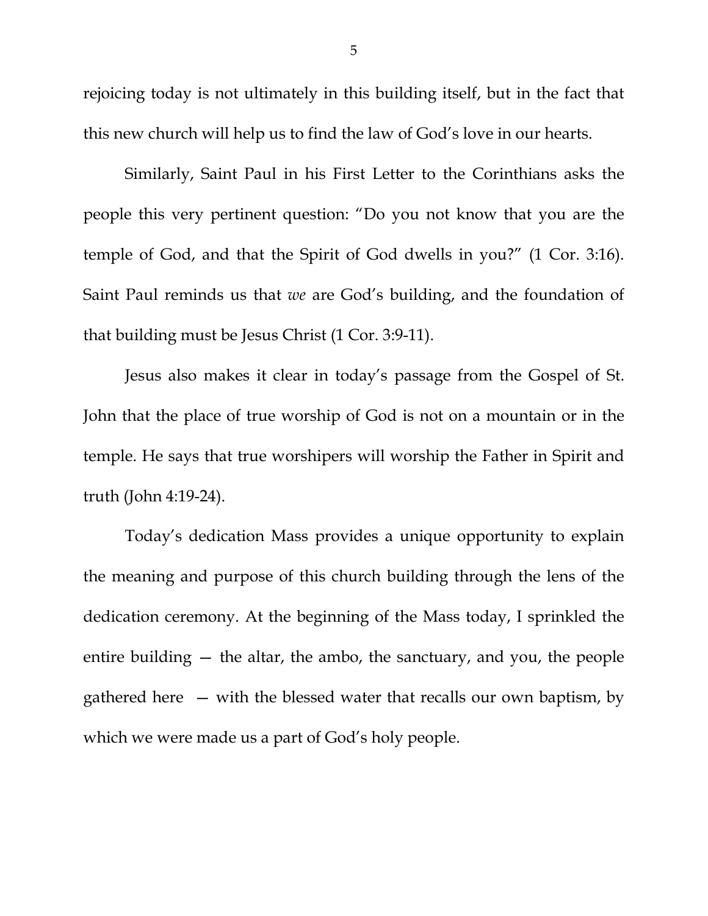rejoicing today is not ultimately in this building itself, but in the fact that this new church will help us to find the law of God's love in our hearts.

Similarly, Saint Paul in his First Letter to the Corinthians asks the people this very pertinent question: "Do you not know that you are the temple of God, and that the Spirit of God dwells in you?" (1 Cor. 3:16). Saint Paul reminds us that *we* are God's building, and the foundation of that building must be Jesus Christ (1 Cor. 3:9-11).

Jesus also makes it clear in today's passage from the Gospel of St. John that the place of true worship of God is not on a mountain or in the temple. He says that true worshipers will worship the Father in Spirit and truth (John 4:19-24).

Today's dedication Mass provides a unique opportunity to explain the meaning and purpose of this church building through the lens of the dedication ceremony. At the beginning of the Mass today, I sprinkled the entire building — the altar, the ambo, the sanctuary, and you, the people gathered here — with the blessed water that recalls our own baptism, by which we were made us a part of God's holy people.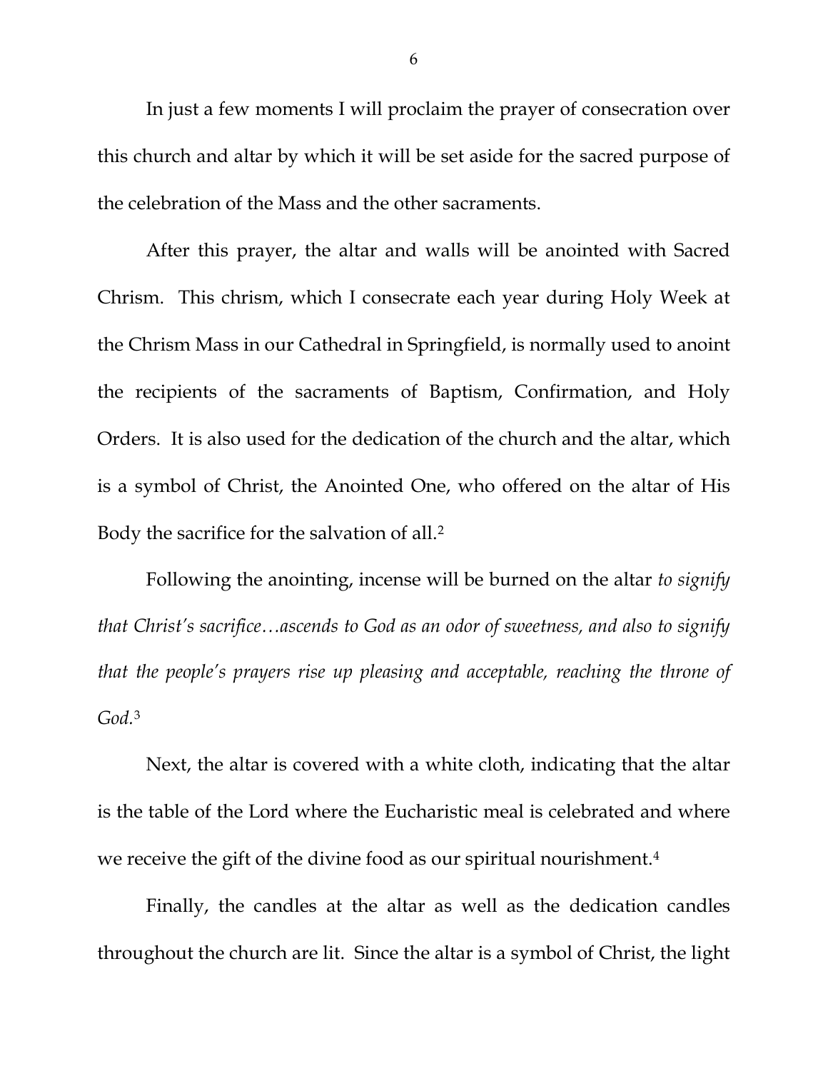In just a few moments I will proclaim the prayer of consecration over this church and altar by which it will be set aside for the sacred purpose of the celebration of the Mass and the other sacraments.

After this prayer, the altar and walls will be anointed with Sacred Chrism. This chrism, which I consecrate each year during Holy Week at the Chrism Mass in our Cathedral in Springfield, is normally used to anoint the recipients of the sacraments of Baptism, Confirmation, and Holy Orders. It is also used for the dedication of the church and the altar, which is a symbol of Christ, the Anointed One, who offered on the altar of His Body the sacrifice for the salvation of all.[2]

Following the anointing, incense will be burned on the altar *to signify that Christ's sacrifice…ascends to God as an odor of sweetness, and also to signify that the people's prayers rise up pleasing and acceptable, reaching the throne of God.*[3]

Next, the altar is covered with a white cloth, indicating that the altar is the table of the Lord where the Eucharistic meal is celebrated and where we receive the gift of the divine food as our spiritual nourishment.[4]

Finally, the candles at the altar as well as the dedication candles throughout the church are lit. Since the altar is a symbol of Christ, the light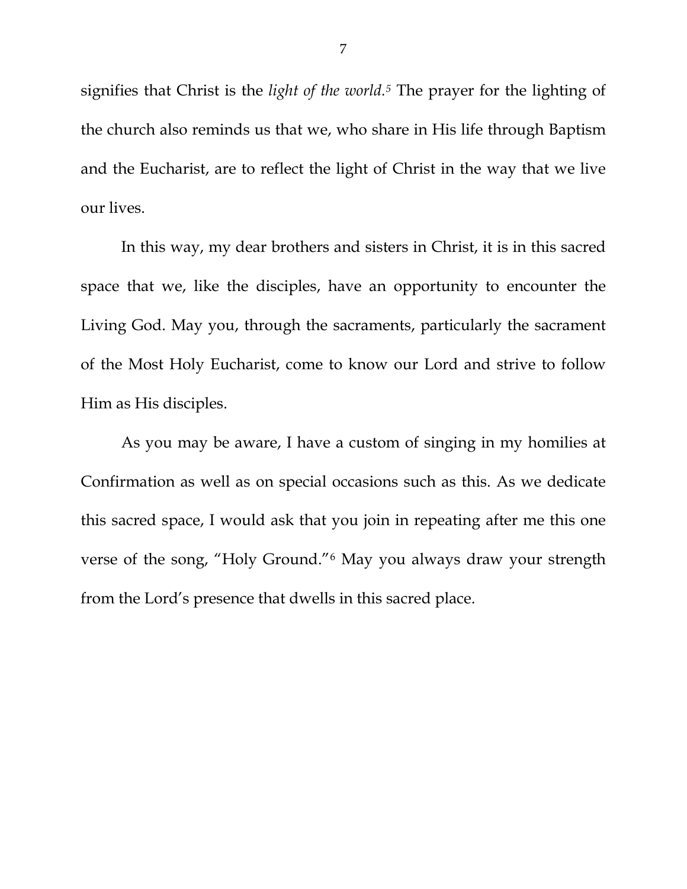signifies that Christ is the *light of the world*.[5] The prayer for the lighting of the church also reminds us that we, who share in His life through Baptism and the Eucharist, are to reflect the light of Christ in the way that we live our lives.

In this way, my dear brothers and sisters in Christ, it is in this sacred space that we, like the disciples, have an opportunity to encounter the Living God. May you, through the sacraments, particularly the sacrament of the Most Holy Eucharist, come to know our Lord and strive to follow Him as His disciples.

As you may be aware, I have a custom of singing in my homilies at Confirmation as well as on special occasions such as this. As we dedicate this sacred space, I would ask that you join in repeating after me this one verse of the song, "Holy Ground."[6] May you always draw your strength from the Lord's presence that dwells in this sacred place.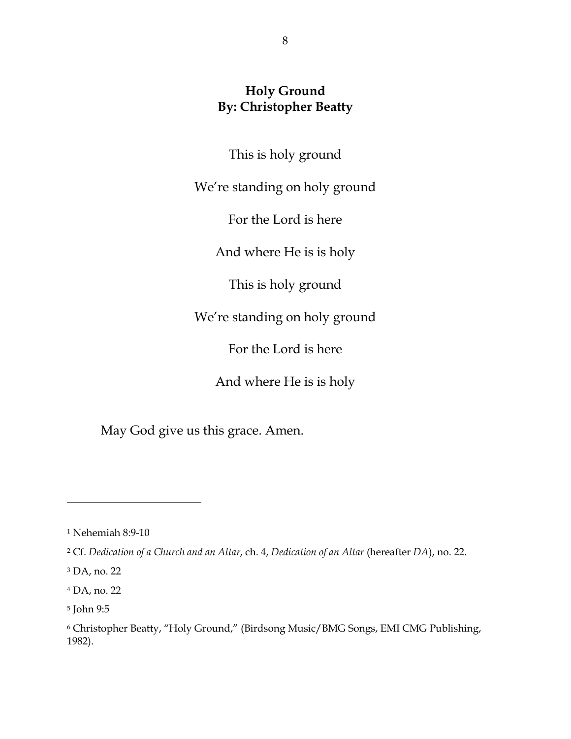**Holy Ground**
**By: Christopher Beatty**

This is holy ground

We're standing on holy ground

For the Lord is here

And where He is is holy

This is holy ground

We're standing on holy ground

For the Lord is here

And where He is is holy

May God give us this grace. Amen.

---

[1] Nehemiah 8:9-10

[2] Cf. *Dedication of a Church and an Altar*, ch. 4, *Dedication of an Altar* (hereafter *DA*), no. 22.

[3] DA, no. 22

[4] DA, no. 22

[5] John 9:5

[6] Christopher Beatty, "Holy Ground," (Birdsong Music/BMG Songs, EMI CMG Publishing, 1982).